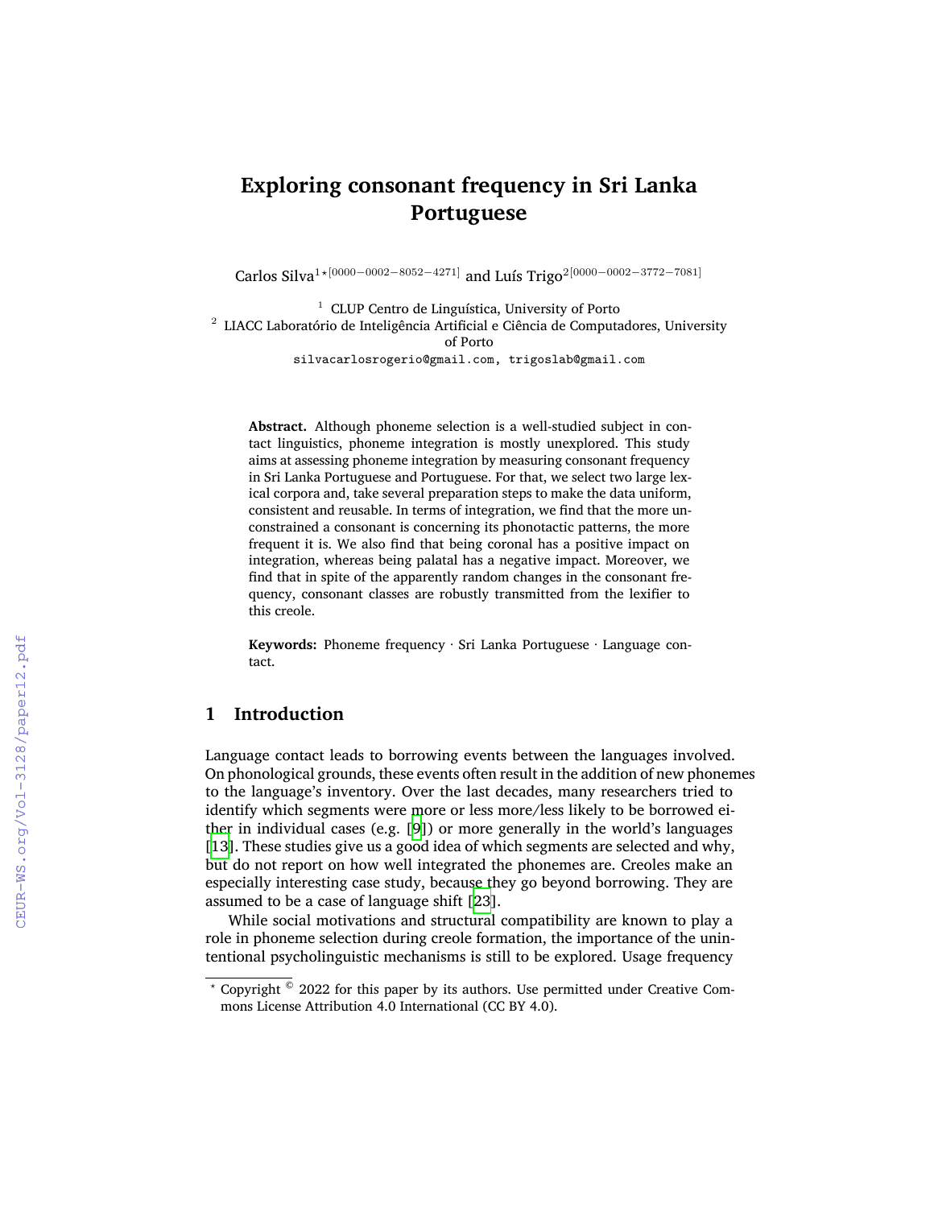# Exploring consonant frequency in Sri Lanka Portuguese

Carlos Silva[1*][0000−0002−8052−4271] and Luís Trigo[2][0000−0002−3772−7081]

[1] CLUP Centro de Linguística, University of Porto
[2] LIACC Laboratório de Inteligência Artificial e Ciência de Computadores, University of Porto
silvacarlosrogerio@gmail.com, trigoslab@gmail.com

**Abstract.** Although phoneme selection is a well-studied subject in contact linguistics, phoneme integration is mostly unexplored. This study aims at assessing phoneme integration by measuring consonant frequency in Sri Lanka Portuguese and Portuguese. For that, we select two large lexical corpora and, take several preparation steps to make the data uniform, consistent and reusable. In terms of integration, we find that the more unconstrained a consonant is concerning its phonotactic patterns, the more frequent it is. We also find that being coronal has a positive impact on integration, whereas being palatal has a negative impact. Moreover, we find that in spite of the apparently random changes in the consonant frequency, consonant classes are robustly transmitted from the lexifier to this creole.

**Keywords:** Phoneme frequency · Sri Lanka Portuguese · Language contact.

## 1 Introduction

Language contact leads to borrowing events between the languages involved. On phonological grounds, these events often result in the addition of new phonemes to the language's inventory. Over the last decades, many researchers tried to identify which segments were more or less more/less likely to be borrowed either in individual cases (e.g. [9]) or more generally in the world's languages [13]. These studies give us a good idea of which segments are selected and why, but do not report on how well integrated the phonemes are. Creoles make an especially interesting case study, because they go beyond borrowing. They are assumed to be a case of language shift [23].

While social motivations and structural compatibility are known to play a role in phoneme selection during creole formation, the importance of the unintentional psycholinguistic mechanisms is still to be explored. Usage frequency

* Copyright © 2022 for this paper by its authors. Use permitted under Creative Commons License Attribution 4.0 International (CC BY 4.0).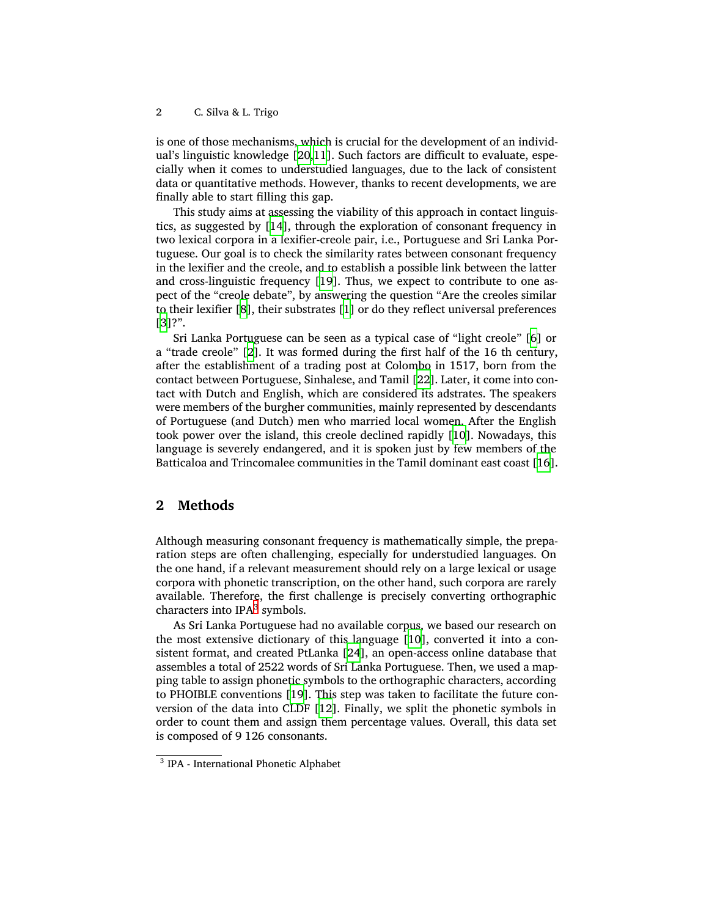is one of those mechanisms, which is crucial for the development of an individual's linguistic knowledge [20,11]. Such factors are difficult to evaluate, especially when it comes to understudied languages, due to the lack of consistent data or quantitative methods. However, thanks to recent developments, we are finally able to start filling this gap.

This study aims at assessing the viability of this approach in contact linguistics, as suggested by [14], through the exploration of consonant frequency in two lexical corpora in a lexifier-creole pair, i.e., Portuguese and Sri Lanka Portuguese. Our goal is to check the similarity rates between consonant frequency in the lexifier and the creole, and to establish a possible link between the latter and cross-linguistic frequency [19]. Thus, we expect to contribute to one aspect of the "creole debate", by answering the question "Are the creoles similar to their lexifier [8], their substrates [1] or do they reflect universal preferences [3]?".

Sri Lanka Portuguese can be seen as a typical case of "light creole" [6] or a "trade creole" [2]. It was formed during the first half of the 16 th century, after the establishment of a trading post at Colombo in 1517, born from the contact between Portuguese, Sinhalese, and Tamil [22]. Later, it come into contact with Dutch and English, which are considered its adstrates. The speakers were members of the burgher communities, mainly represented by descendants of Portuguese (and Dutch) men who married local women. After the English took power over the island, this creole declined rapidly [10]. Nowadays, this language is severely endangered, and it is spoken just by few members of the Batticaloa and Trincomalee communities in the Tamil dominant east coast [16].

## 2 Methods

Although measuring consonant frequency is mathematically simple, the preparation steps are often challenging, especially for understudied languages. On the one hand, if a relevant measurement should rely on a large lexical or usage corpora with phonetic transcription, on the other hand, such corpora are rarely available. Therefore, the first challenge is precisely converting orthographic characters into IPA[3] symbols.

As Sri Lanka Portuguese had no available corpus, we based our research on the most extensive dictionary of this language [10], converted it into a consistent format, and created PtLanka [24], an open-access online database that assembles a total of 2522 words of Sri Lanka Portuguese. Then, we used a mapping table to assign phonetic symbols to the orthographic characters, according to PHOIBLE conventions [19]. This step was taken to facilitate the future conversion of the data into CLDF [12]. Finally, we split the phonetic symbols in order to count them and assign them percentage values. Overall, this data set is composed of 9 126 consonants.

[3] IPA - International Phonetic Alphabet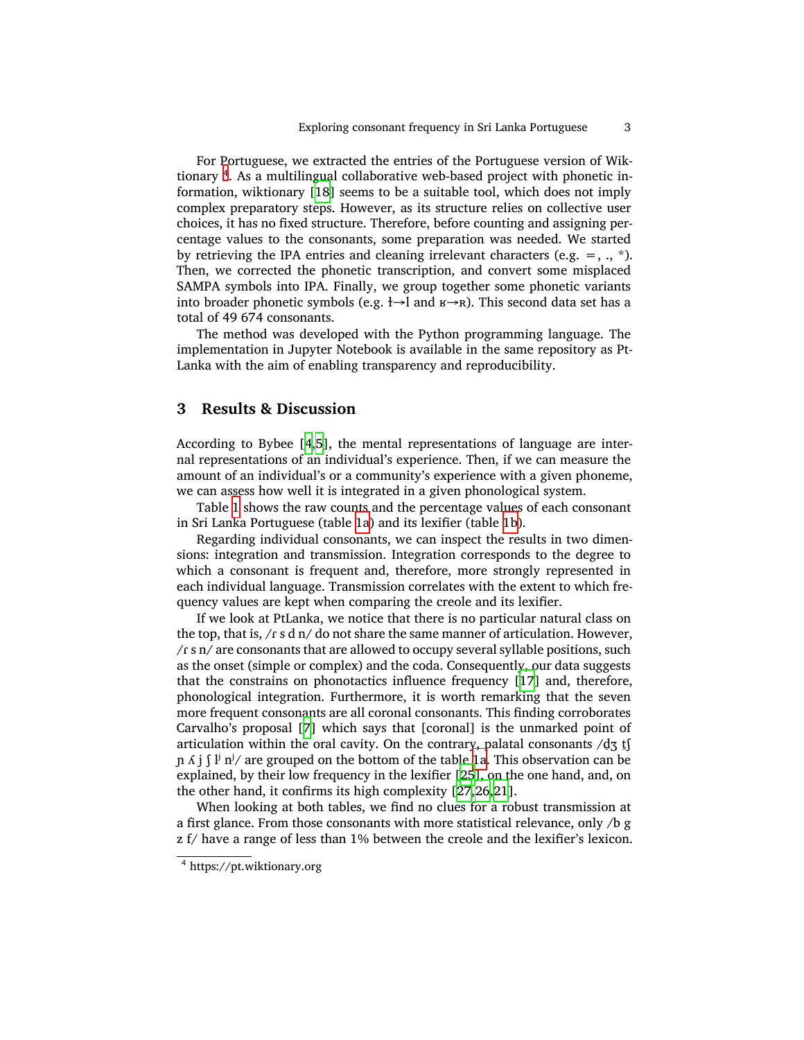For Portuguese, we extracted the entries of the Portuguese version of Wiktionary [4]. As a multilingual collaborative web-based project with phonetic information, wiktionary [18] seems to be a suitable tool, which does not imply complex preparatory steps. However, as its structure relies on collective user choices, it has no fixed structure. Therefore, before counting and assigning percentage values to the consonants, some preparation was needed. We started by retrieving the IPA entries and cleaning irrelevant characters (e.g. =, ., *). Then, we corrected the phonetic transcription, and convert some misplaced SAMPA symbols into IPA. Finally, we group together some phonetic variants into broader phonetic symbols (e.g. ɫ→l and ʁ→ʀ). This second data set has a total of 49 674 consonants.

The method was developed with the Python programming language. The implementation in Jupyter Notebook is available in the same repository as PtLanka with the aim of enabling transparency and reproducibility.

## 3 Results & Discussion

According to Bybee [4,5], the mental representations of language are internal representations of an individual's experience. Then, if we can measure the amount of an individual's or a community's experience with a given phoneme, we can assess how well it is integrated in a given phonological system.

Table 1 shows the raw counts and the percentage values of each consonant in Sri Lanka Portuguese (table 1a) and its lexifier (table 1b).

Regarding individual consonants, we can inspect the results in two dimensions: integration and transmission. Integration corresponds to the degree to which a consonant is frequent and, therefore, more strongly represented in each individual language. Transmission correlates with the extent to which frequency values are kept when comparing the creole and its lexifier.

If we look at PtLanka, we notice that there is no particular natural class on the top, that is, /ɾ s d n/ do not share the same manner of articulation. However, /ɾ s n/ are consonants that are allowed to occupy several syllable positions, such as the onset (simple or complex) and the coda. Consequently, our data suggests that the constrains on phonotactics influence frequency [17] and, therefore, phonological integration. Furthermore, it is worth remarking that the seven more frequent consonants are all coronal consonants. This finding corroborates Carvalho's proposal [7] which says that [coronal] is the unmarked point of articulation within the oral cavity. On the contrary, palatal consonants /d̠ʒ tʃ ɲ ʎ j ʃ lʲ nʲ/ are grouped on the bottom of the table 1a. This observation can be explained, by their low frequency in the lexifier [25], on the one hand, and, on the other hand, it confirms its high complexity [27,26,21].

When looking at both tables, we find no clues for a robust transmission at a first glance. From those consonants with more statistical relevance, only /b g z f/ have a range of less than 1% between the creole and the lexifier's lexicon.

[4] https://pt.wiktionary.org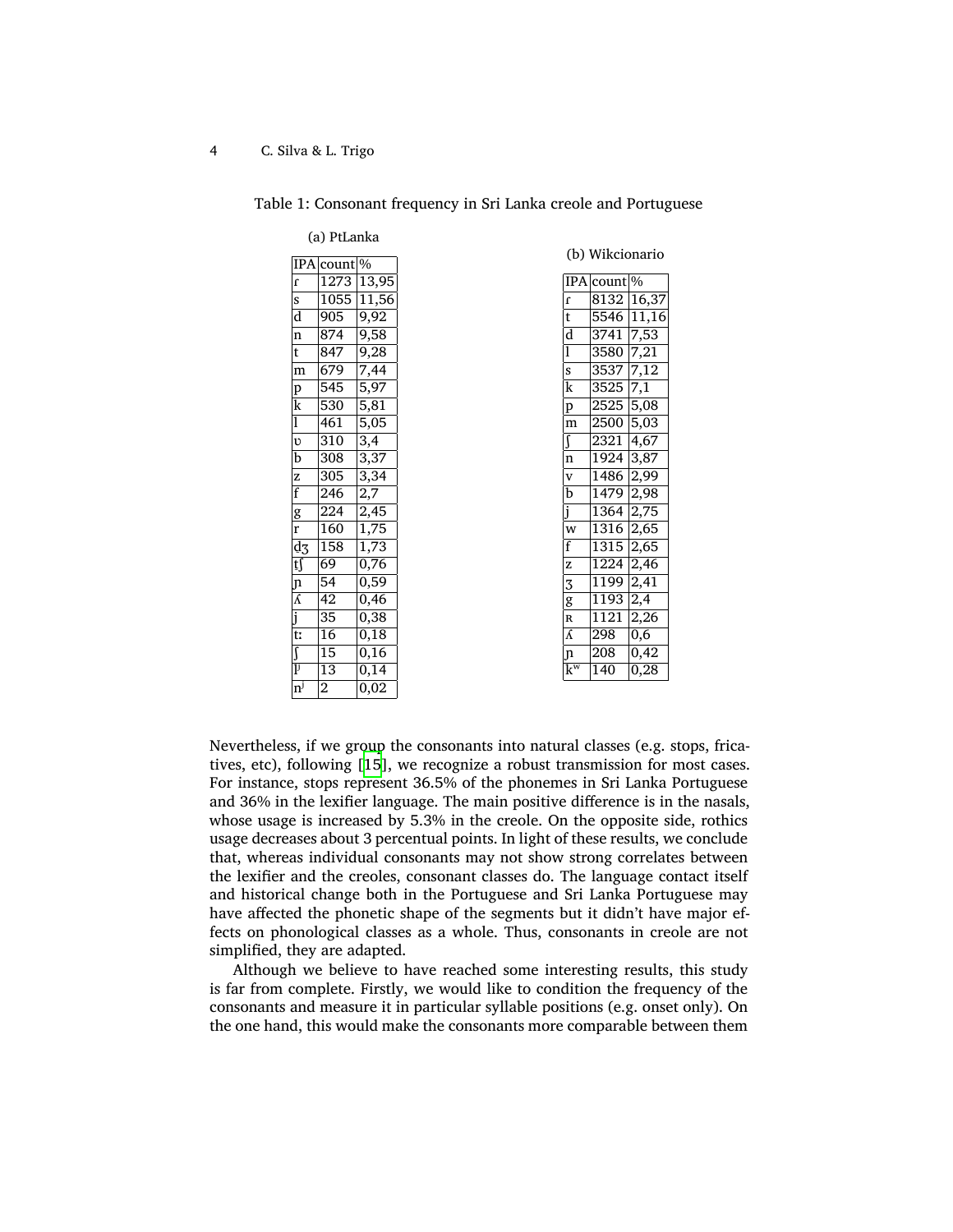Table 1: Consonant frequency in Sri Lanka creole and Portuguese

(a) PtLanka

| IPA | count | % |
|---|---|---|
| ɾ | 1273 | 13,95 |
| s | 1055 | 11,56 |
| d | 905 | 9,92 |
| n | 874 | 9,58 |
| t | 847 | 9,28 |
| m | 679 | 7,44 |
| p | 545 | 5,97 |
| k | 530 | 5,81 |
| l | 461 | 5,05 |
| ʋ | 310 | 3,4 |
| b | 308 | 3,37 |
| z | 305 | 3,34 |
| f | 246 | 2,7 |
| g | 224 | 2,45 |
| r | 160 | 1,75 |
| dʒ | 158 | 1,73 |
| tʃ | 69 | 0,76 |
| ɲ | 54 | 0,59 |
| ʎ | 42 | 0,46 |
| j | 35 | 0,38 |
| tː | 16 | 0,18 |
| ʃ | 15 | 0,16 |
| lʲ | 13 | 0,14 |
| nʲ | 2 | 0,02 |

(b) Wikcionario

| IPA | count | % |
|---|---|---|
| ɾ | 8132 | 16,37 |
| t | 5546 | 11,16 |
| d | 3741 | 7,53 |
| l | 3580 | 7,21 |
| s | 3537 | 7,12 |
| k | 3525 | 7,1 |
| p | 2525 | 5,08 |
| m | 2500 | 5,03 |
| ʃ | 2321 | 4,67 |
| n | 1924 | 3,87 |
| v | 1486 | 2,99 |
| b | 1479 | 2,98 |
| j | 1364 | 2,75 |
| w | 1316 | 2,65 |
| f | 1315 | 2,65 |
| z | 1224 | 2,46 |
| ʒ | 1199 | 2,41 |
| g | 1193 | 2,4 |
| ʁ | 1121 | 2,26 |
| ʎ | 298 | 0,6 |
| ɲ | 208 | 0,42 |
| kʷ | 140 | 0,28 |

Nevertheless, if we group the consonants into natural classes (e.g. stops, fricatives, etc), following [15], we recognize a robust transmission for most cases. For instance, stops represent 36.5% of the phonemes in Sri Lanka Portuguese and 36% in the lexifier language. The main positive difference is in the nasals, whose usage is increased by 5.3% in the creole. On the opposite side, rothics usage decreases about 3 percentual points. In light of these results, we conclude that, whereas individual consonants may not show strong correlates between the lexifier and the creoles, consonant classes do. The language contact itself and historical change both in the Portuguese and Sri Lanka Portuguese may have affected the phonetic shape of the segments but it didn't have major effects on phonological classes as a whole. Thus, consonants in creole are not simplified, they are adapted.

Although we believe to have reached some interesting results, this study is far from complete. Firstly, we would like to condition the frequency of the consonants and measure it in particular syllable positions (e.g. onset only). On the one hand, this would make the consonants more comparable between them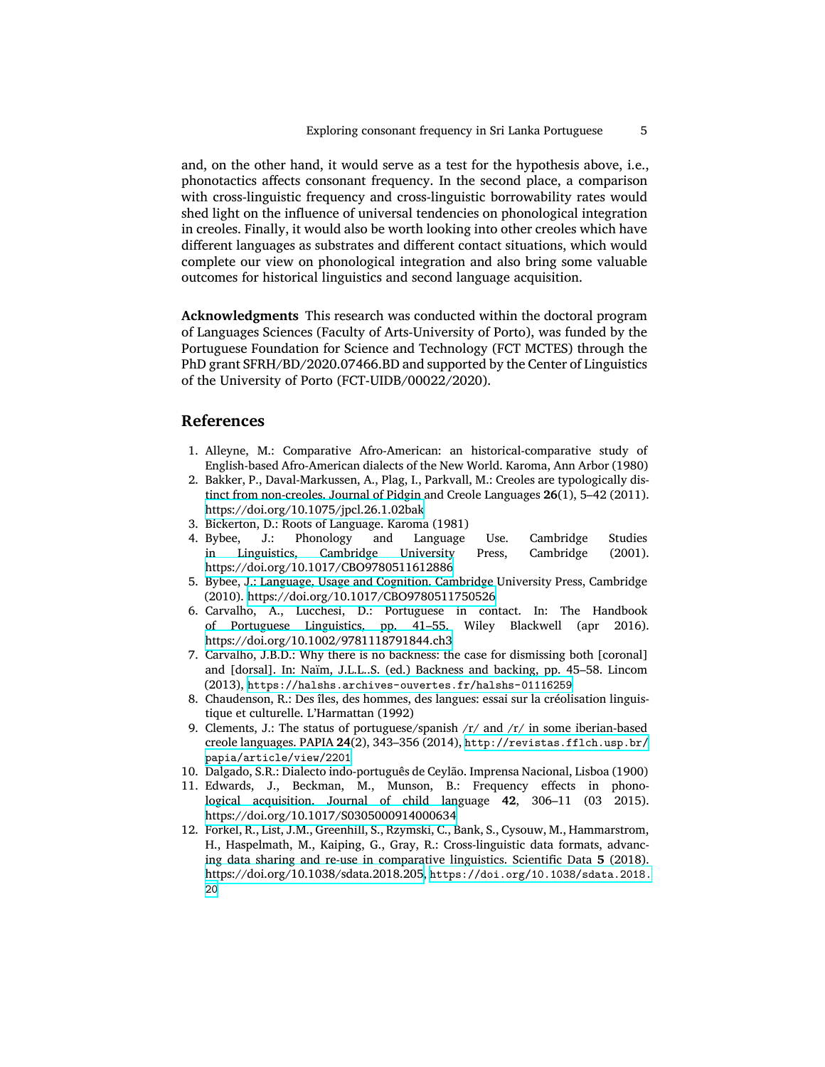and, on the other hand, it would serve as a test for the hypothesis above, i.e., phonotactics affects consonant frequency. In the second place, a comparison with cross-linguistic frequency and cross-linguistic borrowability rates would shed light on the influence of universal tendencies on phonological integration in creoles. Finally, it would also be worth looking into other creoles which have different languages as substrates and different contact situations, which would complete our view on phonological integration and also bring some valuable outcomes for historical linguistics and second language acquisition.

**Acknowledgments** This research was conducted within the doctoral program of Languages Sciences (Faculty of Arts-University of Porto), was funded by the Portuguese Foundation for Science and Technology (FCT MCTES) through the PhD grant SFRH/BD/2020.07466.BD and supported by the Center of Linguistics of the University of Porto (FCT-UIDB/00022/2020).

## References

1. Alleyne, M.: Comparative Afro-American: an historical-comparative study of English-based Afro-American dialects of the New World. Karoma, Ann Arbor (1980)
2. Bakker, P., Daval-Markussen, A., Plag, I., Parkvall, M.: Creoles are typologically distinct from non-creoles. Journal of Pidgin and Creole Languages **26**(1), 5–42 (2011). https://doi.org/10.1075/jpcl.26.1.02bak
3. Bickerton, D.: Roots of Language. Karoma (1981)
4. Bybee, J.: Phonology and Language Use. Cambridge Studies in Linguistics, Cambridge University Press, Cambridge (2001). https://doi.org/10.1017/CBO9780511612886
5. Bybee, J.: Language, Usage and Cognition. Cambridge University Press, Cambridge (2010). https://doi.org/10.1017/CBO9780511750526
6. Carvalho, A., Lucchesi, D.: Portuguese in contact. In: The Handbook of Portuguese Linguistics, pp. 41–55. Wiley Blackwell (apr 2016). https://doi.org/10.1002/9781118791844.ch3
7. Carvalho, J.B.D.: Why there is no backness: the case for dismissing both [coronal] and [dorsal]. In: Naïm, J.L.L..S. (ed.) Backness and backing, pp. 45–58. Lincom (2013), https://halshs.archives-ouvertes.fr/halshs-01116259
8. Chaudenson, R.: Des îles, des hommes, des langues: essai sur la créolisation linguistique et culturelle. L'Harmattan (1992)
9. Clements, J.: The status of portuguese/spanish /r/ and /r/ in some iberian-based creole languages. PAPIA **24**(2), 343–356 (2014), http://revistas.fflch.usp.br/papia/article/view/2201
10. Dalgado, S.R.: Dialecto indo-português de Ceylão. Imprensa Nacional, Lisboa (1900)
11. Edwards, J., Beckman, M., Munson, B.: Frequency effects in phonological acquisition. Journal of child language **42**, 306–11 (03 2015). https://doi.org/10.1017/S0305000914000634
12. Forkel, R., List, J.M., Greenhill, S., Rzymski, C., Bank, S., Cysouw, M., Hammarstrom, H., Haspelmath, M., Kaiping, G., Gray, R.: Cross-linguistic data formats, advancing data sharing and re-use in comparative linguistics. Scientific Data **5** (2018). https://doi.org/10.1038/sdata.2018.205, https://doi.org/10.1038/sdata.2018.20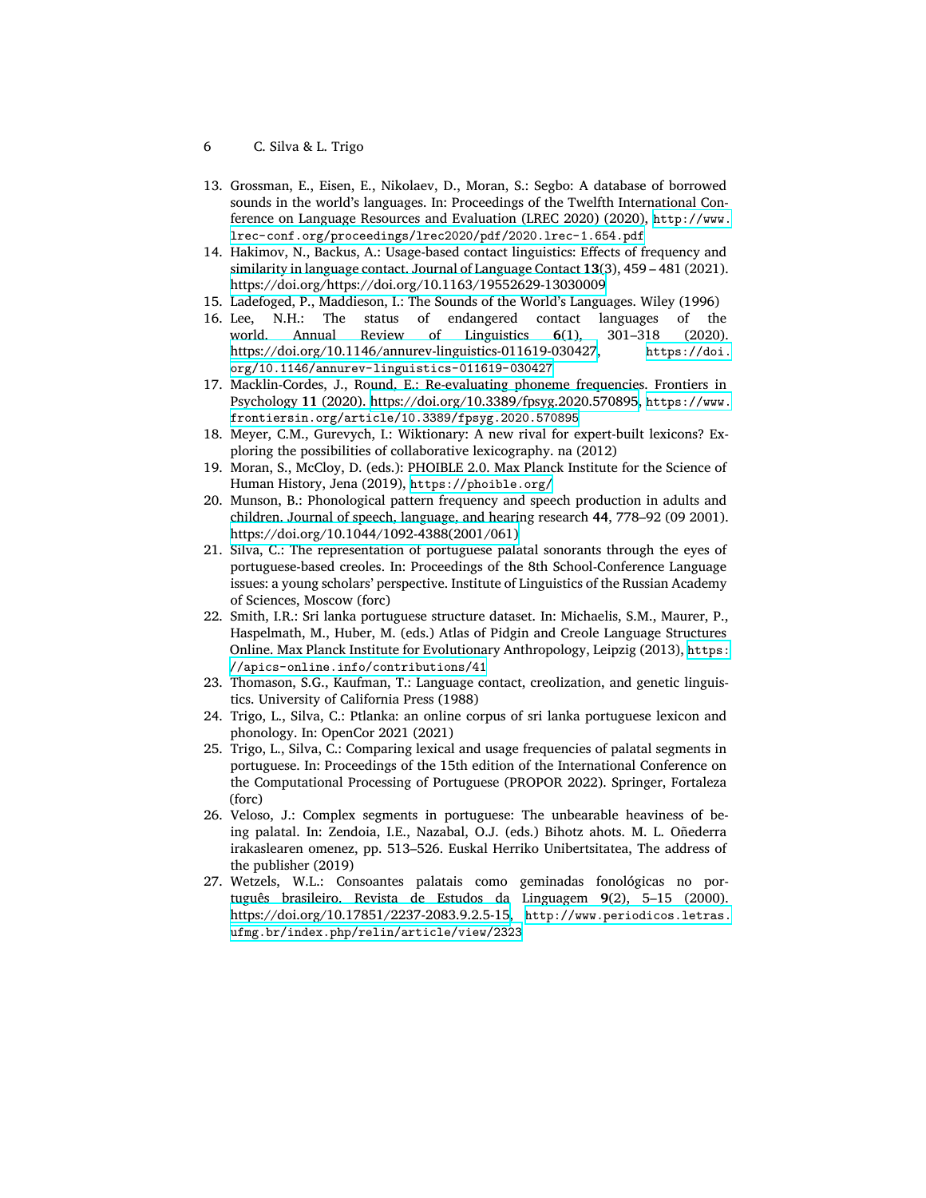13. Grossman, E., Eisen, E., Nikolaev, D., Moran, S.: Segbo: A database of borrowed sounds in the world's languages. In: Proceedings of the Twelfth International Conference on Language Resources and Evaluation (LREC 2020) (2020), http://www.lrec-conf.org/proceedings/lrec2020/pdf/2020.lrec-1.654.pdf
14. Hakimov, N., Backus, A.: Usage-based contact linguistics: Effects of frequency and similarity in language contact. Journal of Language Contact **13**(3), 459 – 481 (2021). https://doi.org/https://doi.org/10.1163/19552629-13030009
15. Ladefoged, P., Maddieson, I.: The Sounds of the World's Languages. Wiley (1996)
16. Lee, N.H.: The status of endangered contact languages of the world. Annual Review of Linguistics **6**(1), 301–318 (2020). https://doi.org/10.1146/annurev-linguistics-011619-030427, https://doi.org/10.1146/annurev-linguistics-011619-030427
17. Macklin-Cordes, J., Round, E.: Re-evaluating phoneme frequencies. Frontiers in Psychology **11** (2020). https://doi.org/10.3389/fpsyg.2020.570895, https://www.frontiersin.org/article/10.3389/fpsyg.2020.570895
18. Meyer, C.M., Gurevych, I.: Wiktionary: A new rival for expert-built lexicons? Exploring the possibilities of collaborative lexicography. na (2012)
19. Moran, S., McCloy, D. (eds.): PHOIBLE 2.0. Max Planck Institute for the Science of Human History, Jena (2019), https://phoible.org/
20. Munson, B.: Phonological pattern frequency and speech production in adults and children. Journal of speech, language, and hearing research **44**, 778–92 (09 2001). https://doi.org/10.1044/1092-4388(2001/061)
21. Silva, C.: The representation of portuguese palatal sonorants through the eyes of portuguese-based creoles. In: Proceedings of the 8th School-Conference Language issues: a young scholars' perspective. Institute of Linguistics of the Russian Academy of Sciences, Moscow (forc)
22. Smith, I.R.: Sri lanka portuguese structure dataset. In: Michaelis, S.M., Maurer, P., Haspelmath, M., Huber, M. (eds.) Atlas of Pidgin and Creole Language Structures Online. Max Planck Institute for Evolutionary Anthropology, Leipzig (2013), https://apics-online.info/contributions/41
23. Thomason, S.G., Kaufman, T.: Language contact, creolization, and genetic linguistics. University of California Press (1988)
24. Trigo, L., Silva, C.: Ptlanka: an online corpus of sri lanka portuguese lexicon and phonology. In: OpenCor 2021 (2021)
25. Trigo, L., Silva, C.: Comparing lexical and usage frequencies of palatal segments in portuguese. In: Proceedings of the 15th edition of the International Conference on the Computational Processing of Portuguese (PROPOR 2022). Springer, Fortaleza (forc)
26. Veloso, J.: Complex segments in portuguese: The unbearable heaviness of being palatal. In: Zendoia, I.E., Nazabal, O.J. (eds.) Bihotz ahots. M. L. Oñederra irakaslearen omenez, pp. 513–526. Euskal Herriko Unibertsitatea, The address of the publisher (2019)
27. Wetzels, W.L.: Consoantes palatais como geminadas fonológicas no português brasileiro. Revista de Estudos da Linguagem **9**(2), 5–15 (2000). https://doi.org/10.17851/2237-2083.9.2.5-15, http://www.periodicos.letras.ufmg.br/index.php/relin/article/view/2323